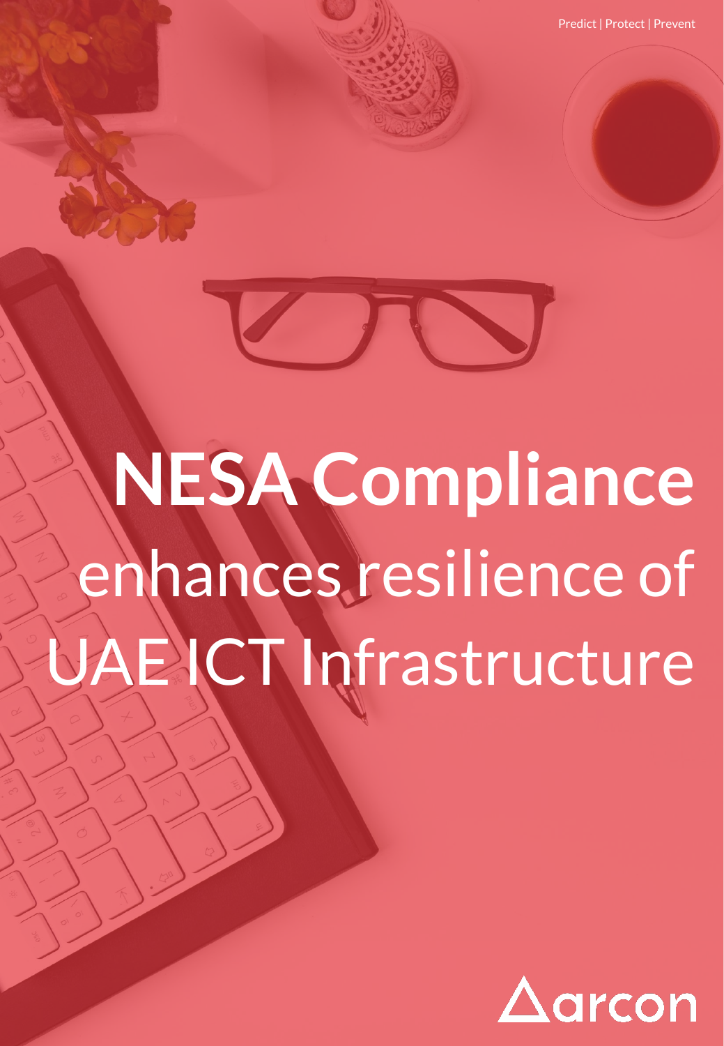Predict | Protect | Prevent

# **NESA Compliance** enhances resilience of UAE ICT Infrastructure

arcon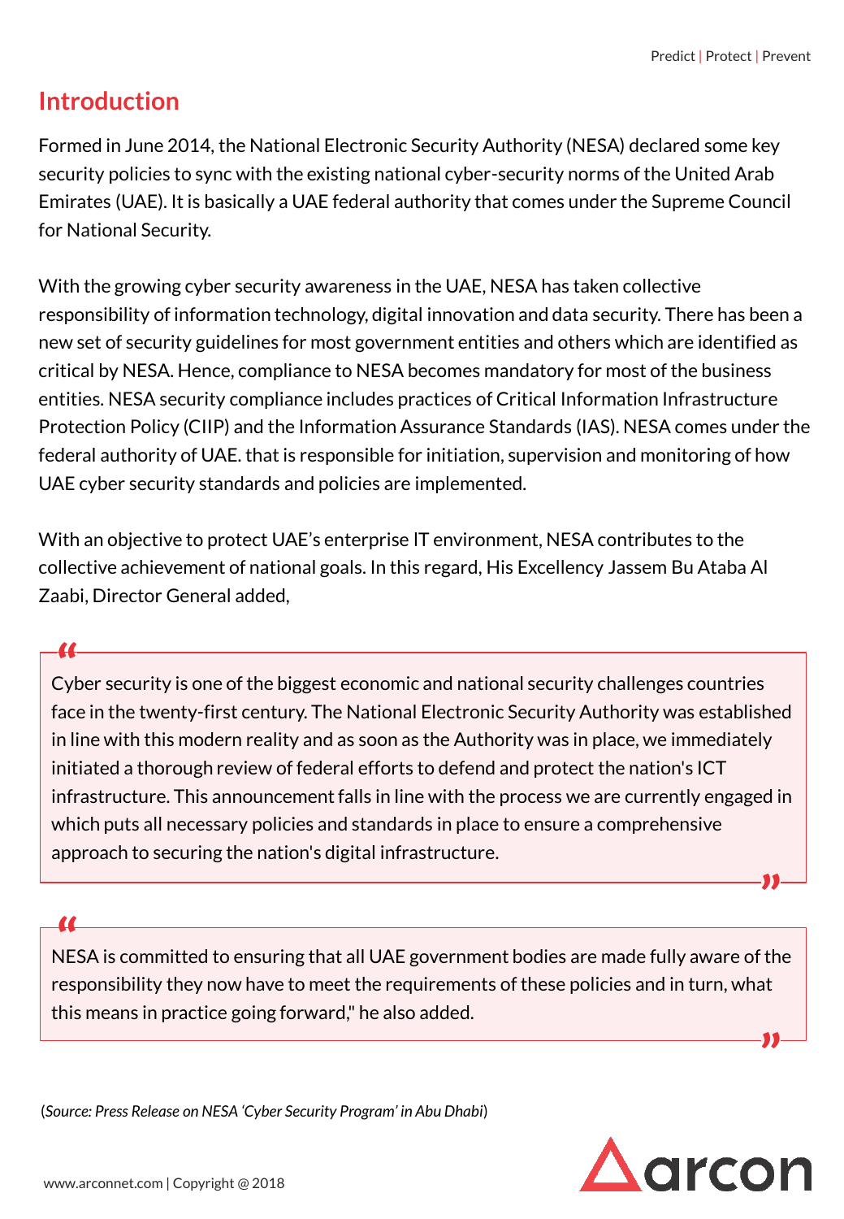## Introduction

Formed in June 2014, the National Electronic Security Authority (NESA) declared some key security policies to sync with the existing national cyber-security norms of the United Arab Emirates (UAE). It is basically a UAE federal authority that comes under the Supreme Council for National Security.

With the growing cyber security awareness in the UAE, NESA has taken collective responsibility of information technology, digital innovation and data security. There has been a new set of security guidelines for most government entities and others which are identified as critical by NESA. Hence, compliance to NESA becomes mandatory for most of the business entities. NESA security compliance includes practices of Critical Information Infrastructure Protection Policy (CIIP) and the Information Assurance Standards (IAS). NESA comes under the federal authority of UAE. that is responsible for initiation, supervision and monitoring of how UAE cyber security standards and policies are implemented.

With an objective to protect UAE's enterprise IT environment, NESA contributes to the collective achievement of national goals. In this regard, His Excellency Jassem Bu Ataba Al Zaabi, Director General added,

> "Cyber security is one of the biggest economic and national security challenges countries face in the twenty-first century. The National Electronic Security Authority was established in line with this modern reality and as soon as the Authority was in place, we immediately initiated a thorough review of federal efforts to defend and protect the nation's ICT infrastructure. This announcement falls in line with the process we are currently engaged in which puts all necessary policies and standards in place to ensure a comprehensive approach to securing the nation's digital infrastructure."

> "NESA is committed to ensuring that all UAE government bodies are made fully aware of the responsibility they now have to meet the requirements of these policies and in turn, what this means in practice going forward," he also added.

(*Source: Press Release on NESA 'Cyber Security Program' in Abu Dhabi*)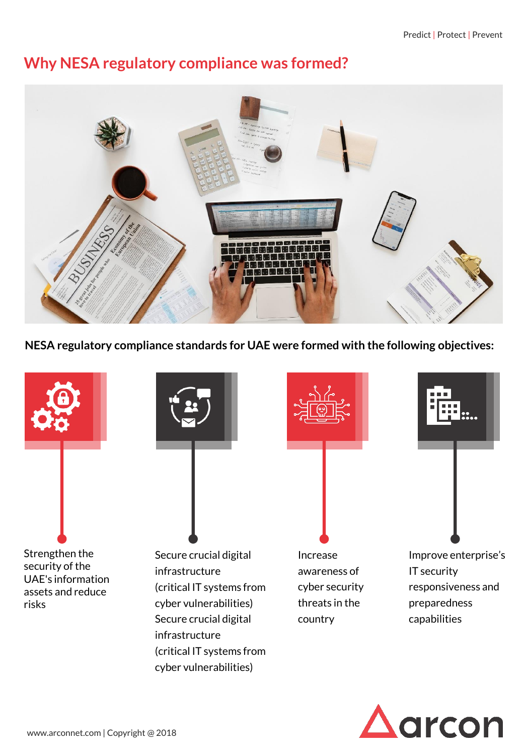## Why NESA regulatory compliance was formed?

**NESA regulatory compliance standards for UAE were formed with the following objectives:**

- Strengthen the security of the UAE's information assets and reduce risks
- Secure crucial digital infrastructure (critical IT systems from cyber vulnerabilities) Secure crucial digital infrastructure (critical IT systems from cyber vulnerabilities)
- Increase awareness of cyber security threats in the country
- Improve enterprise's IT security responsiveness and preparedness capabilities

www.arconnet.com | Copyright @ 2018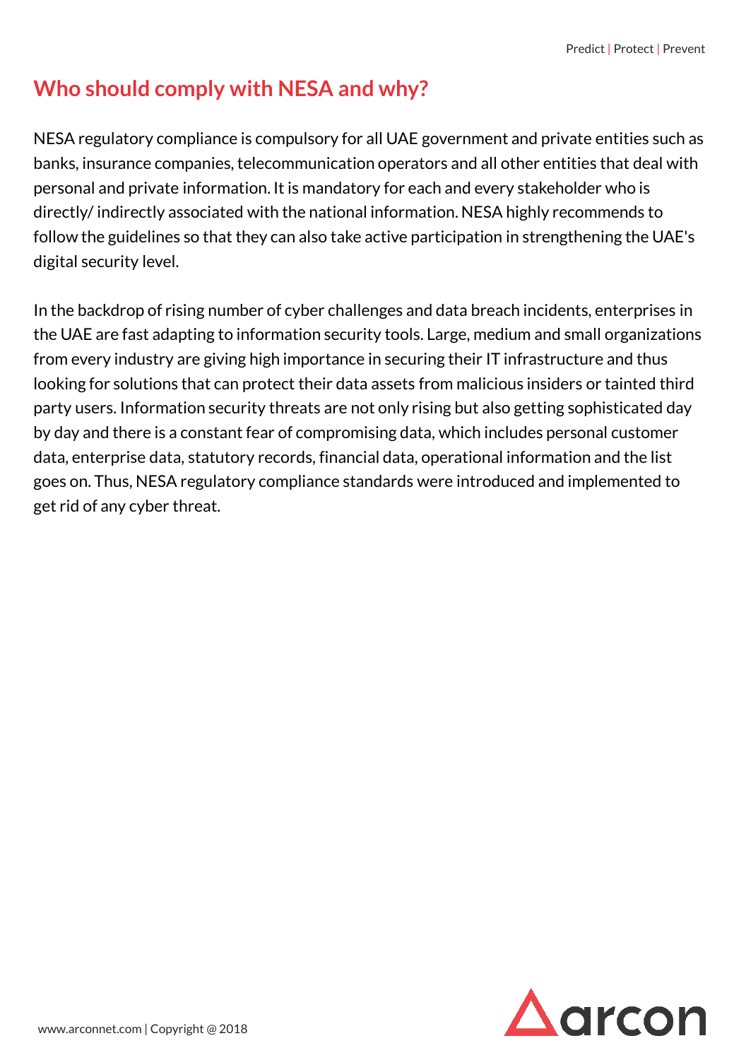## Who should comply with NESA and why?

NESA regulatory compliance is compulsory for all UAE government and private entities such as banks, insurance companies, telecommunication operators and all other entities that deal with personal and private information. It is mandatory for each and every stakeholder who is directly/ indirectly associated with the national information. NESA highly recommends to follow the guidelines so that they can also take active participation in strengthening the UAE's digital security level.

In the backdrop of rising number of cyber challenges and data breach incidents, enterprises in the UAE are fast adapting to information security tools. Large, medium and small organizations from every industry are giving high importance in securing their IT infrastructure and thus looking for solutions that can protect their data assets from malicious insiders or tainted third party users. Information security threats are not only rising but also getting sophisticated day by day and there is a constant fear of compromising data, which includes personal customer data, enterprise data, statutory records, financial data, operational information and the list goes on. Thus, NESA regulatory compliance standards were introduced and implemented to get rid of any cyber threat.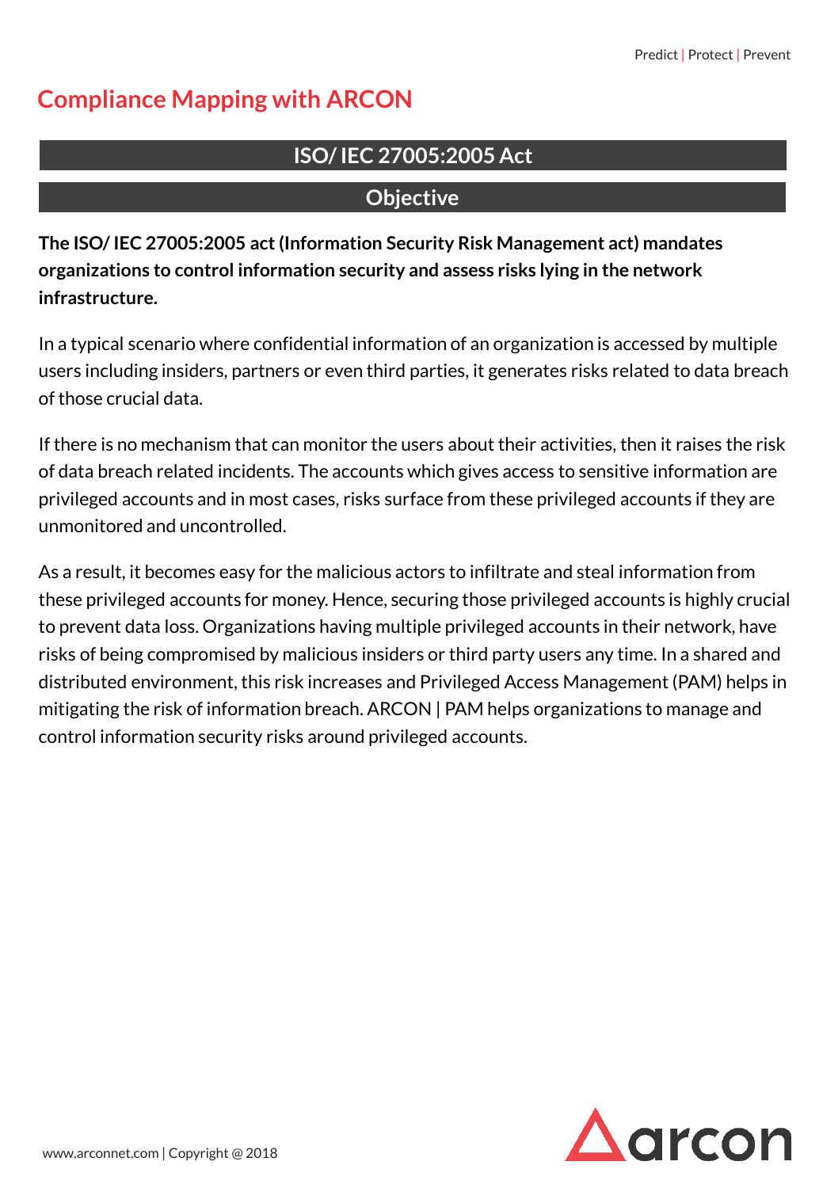# Compliance Mapping with ARCON

## ISO/ IEC 27005:2005 Act

## Objective

**The ISO/ IEC 27005:2005 act (Information Security Risk Management act) mandates organizations to control information security and assess risks lying in the network infrastructure.**

In a typical scenario where confidential information of an organization is accessed by multiple users including insiders, partners or even third parties, it generates risks related to data breach of those crucial data.

If there is no mechanism that can monitor the users about their activities, then it raises the risk of data breach related incidents. The accounts which gives access to sensitive information are privileged accounts and in most cases, risks surface from these privileged accounts if they are unmonitored and uncontrolled.

As a result, it becomes easy for the malicious actors to infiltrate and steal information from these privileged accounts for money. Hence, securing those privileged accounts is highly crucial to prevent data loss. Organizations having multiple privileged accounts in their network, have risks of being compromised by malicious insiders or third party users any time. In a shared and distributed environment, this risk increases and Privileged Access Management (PAM) helps in mitigating the risk of information breach. ARCON | PAM helps organizations to manage and control information security risks around privileged accounts.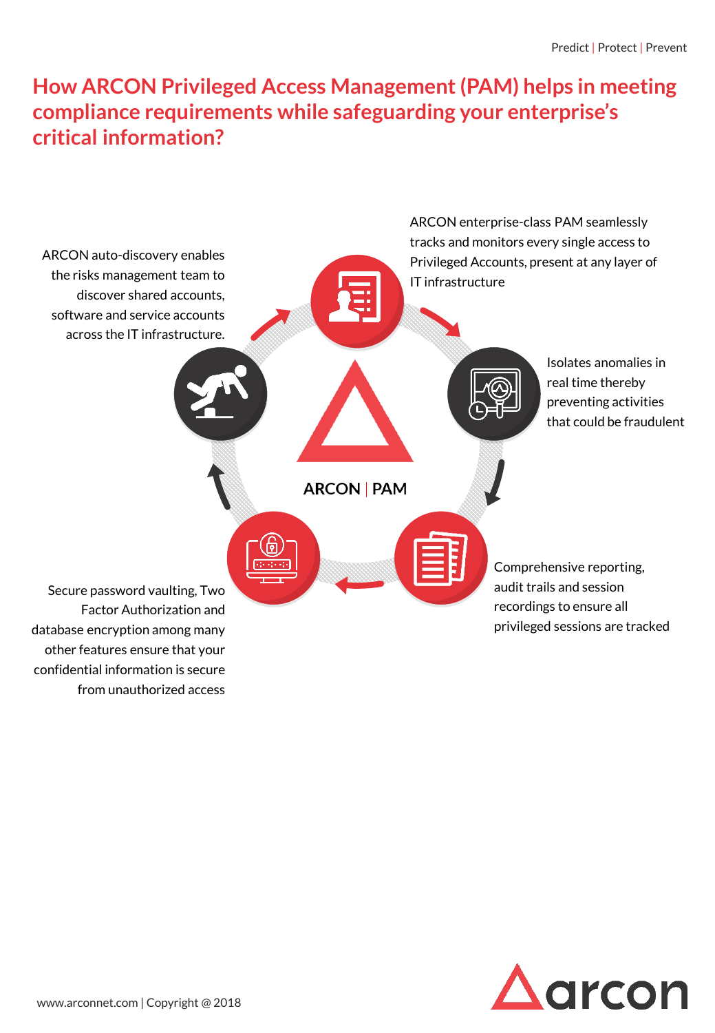# How ARCON Privileged Access Management (PAM) helps in meeting compliance requirements while safeguarding your enterprise's critical information?

ARCON | PAM

ARCON enterprise-class PAM seamlessly tracks and monitors every single access to Privileged Accounts, present at any layer of IT infrastructure

Isolates anomalies in real time thereby preventing activities that could be fraudulent

Comprehensive reporting, audit trails and session recordings to ensure all privileged sessions are tracked

Secure password vaulting, Two Factor Authorization and database encryption among many other features ensure that your confidential information is secure from unauthorized access

ARCON auto-discovery enables the risks management team to discover shared accounts, software and service accounts across the IT infrastructure.

www.arconnet.com | Copyright @ 2018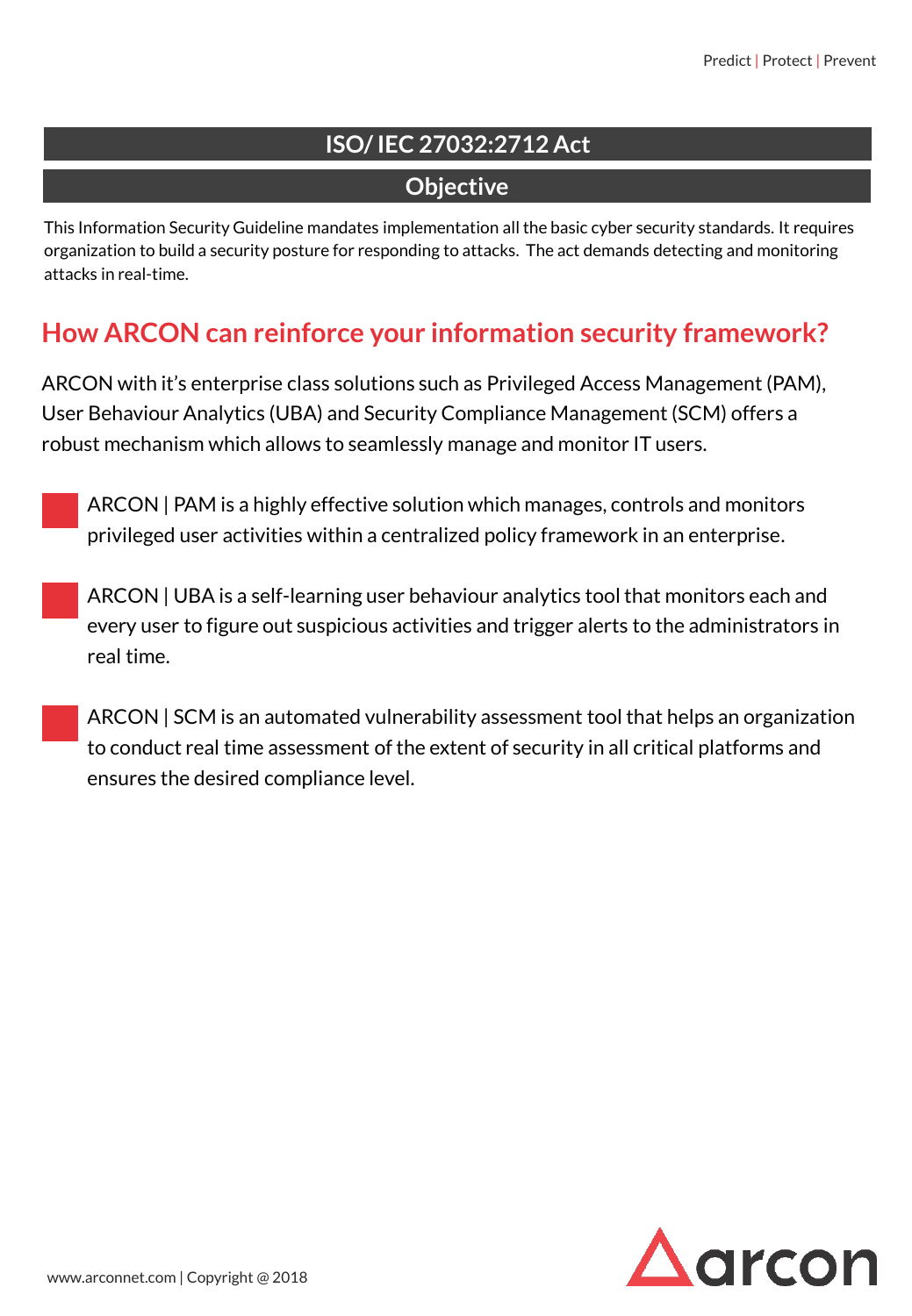## ISO/ IEC 27032:2712 Act

### Objective

This Information Security Guideline mandates implementation all the basic cyber security standards. It requires organization to build a security posture for responding to attacks. The act demands detecting and monitoring attacks in real-time.

## How ARCON can reinforce your information security framework?

ARCON with it's enterprise class solutions such as Privileged Access Management (PAM), User Behaviour Analytics (UBA) and Security Compliance Management (SCM) offers a robust mechanism which allows to seamlessly manage and monitor IT users.

- ARCON | PAM is a highly effective solution which manages, controls and monitors privileged user activities within a centralized policy framework in an enterprise.
- ARCON | UBA is a self-learning user behaviour analytics tool that monitors each and every user to figure out suspicious activities and trigger alerts to the administrators in real time.
- ARCON | SCM is an automated vulnerability assessment tool that helps an organization to conduct real time assessment of the extent of security in all critical platforms and ensures the desired compliance level.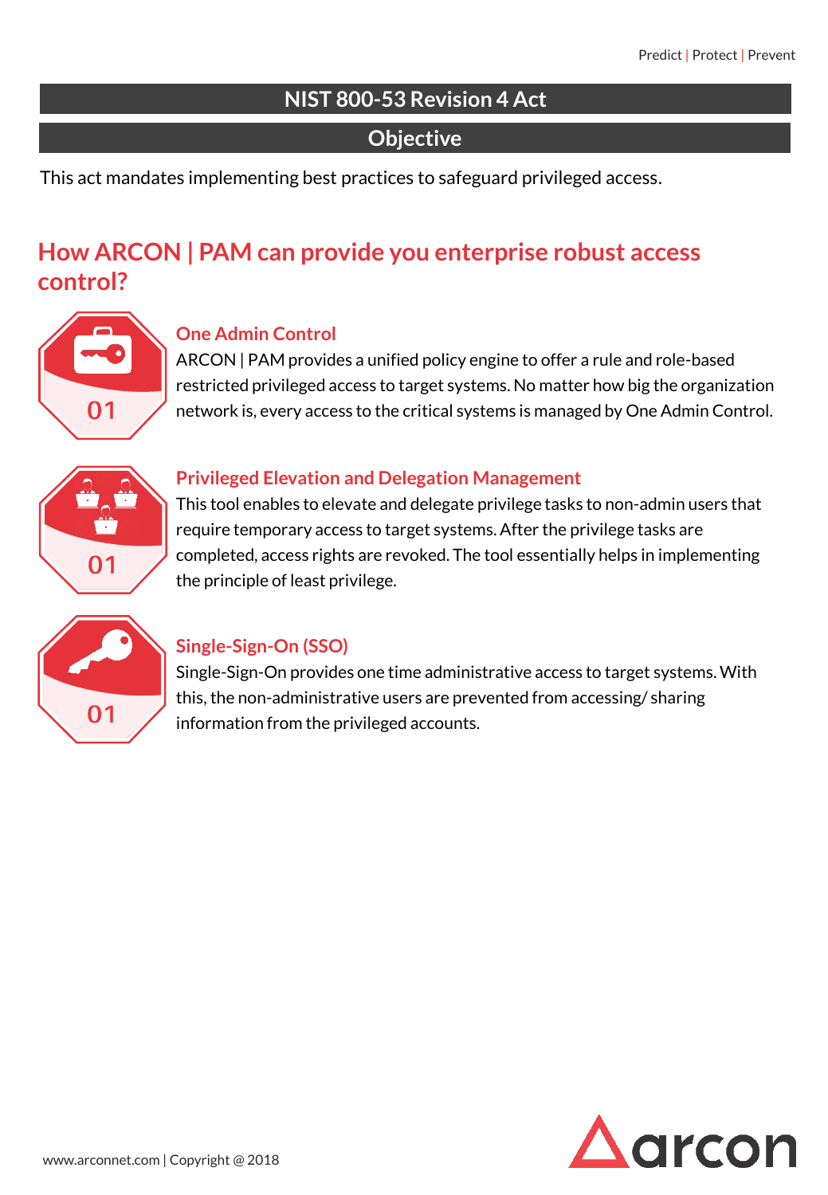## NIST 800-53 Revision 4 Act

## Objective

This act mandates implementing best practices to safeguard privileged access.

## How ARCON | PAM can provide you enterprise robust access control?

01

### One Admin Control

ARCON | PAM provides a unified policy engine to offer a rule and role-based restricted privileged access to target systems. No matter how big the organization network is, every access to the critical systems is managed by One Admin Control.

01

### Privileged Elevation and Delegation Management

This tool enables to elevate and delegate privilege tasks to non-admin users that require temporary access to target systems. After the privilege tasks are completed, access rights are revoked. The tool essentially helps in implementing the principle of least privilege.

01

### Single-Sign-On (SSO)

Single-Sign-On provides one time administrative access to target systems. With this, the non-administrative users are prevented from accessing/ sharing information from the privileged accounts.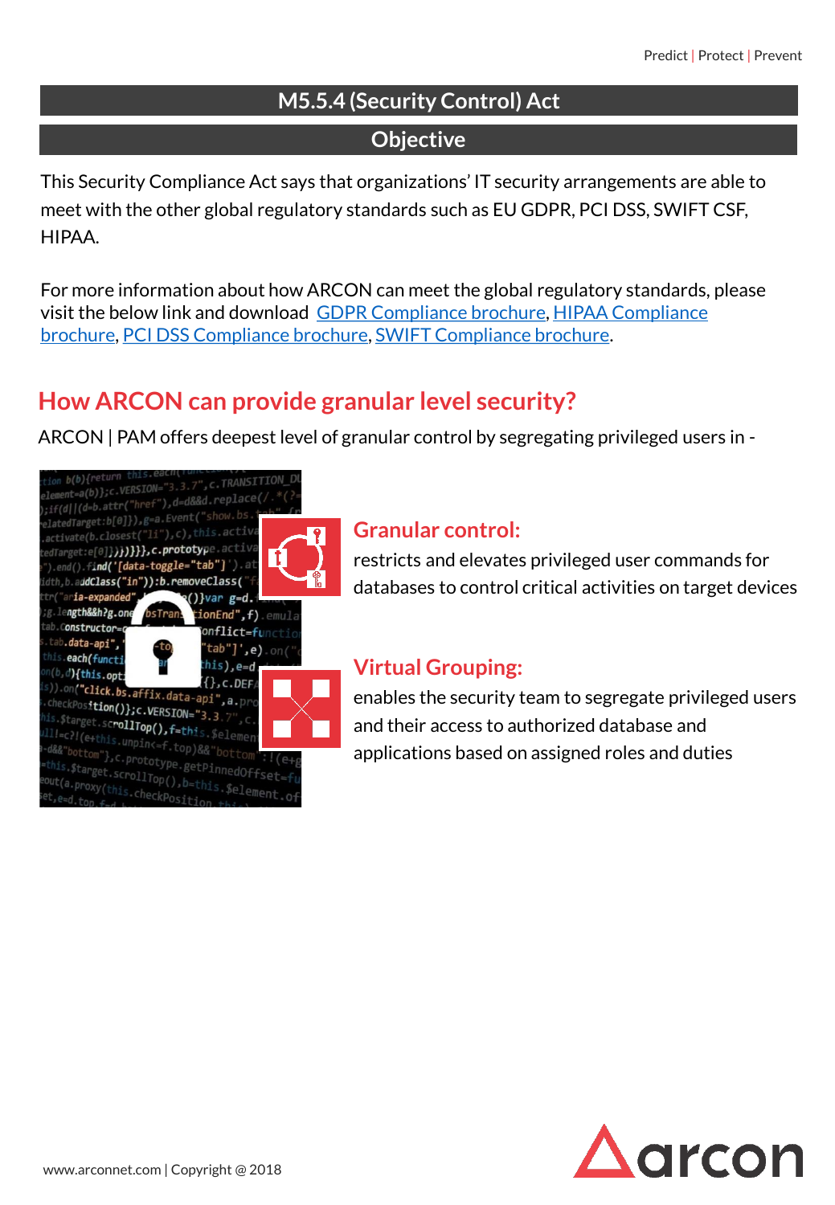## M5.5.4 (Security Control) Act

### Objective

This Security Compliance Act says that organizations' IT security arrangements are able to meet with the other global regulatory standards such as EU GDPR, PCI DSS, SWIFT CSF, HIPAA.

For more information about how ARCON can meet the global regulatory standards, please visit the below link and download GDPR Compliance brochure, HIPAA Compliance brochure, PCI DSS Compliance brochure, SWIFT Compliance brochure.

## How ARCON can provide granular level security?

ARCON | PAM offers deepest level of granular control by segregating privileged users in -

### Granular control:

restricts and elevates privileged user commands for databases to control critical activities on target devices

### Virtual Grouping:

enables the security team to segregate privileged users and their access to authorized database and applications based on assigned roles and duties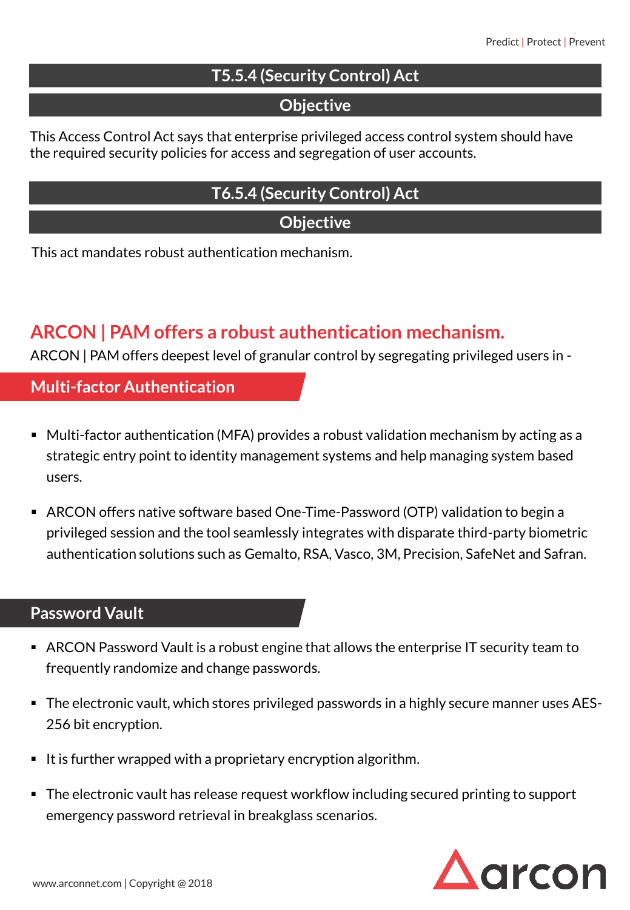## T5.5.4 (Security Control) Act

### Objective

This Access Control Act says that enterprise privileged access control system should have the required security policies for access and segregation of user accounts.

## T6.5.4 (Security Control) Act

### Objective

This act mandates robust authentication mechanism.

## ARCON | PAM offers a robust authentication mechanism.

ARCON | PAM offers deepest level of granular control by segregating privileged users in -

### Multi-factor Authentication

- Multi-factor authentication (MFA) provides a robust validation mechanism by acting as a strategic entry point to identity management systems and help managing system based users.
- ARCON offers native software based One-Time-Password (OTP) validation to begin a privileged session and the tool seamlessly integrates with disparate third-party biometric authentication solutions such as Gemalto, RSA, Vasco, 3M, Precision, SafeNet and Safran.

### Password Vault

- ARCON Password Vault is a robust engine that allows the enterprise IT security team to frequently randomize and change passwords.
- The electronic vault, which stores privileged passwords in a highly secure manner uses AES-256 bit encryption.
- It is further wrapped with a proprietary encryption algorithm.
- The electronic vault has release request workflow including secured printing to support emergency password retrieval in breakglass scenarios.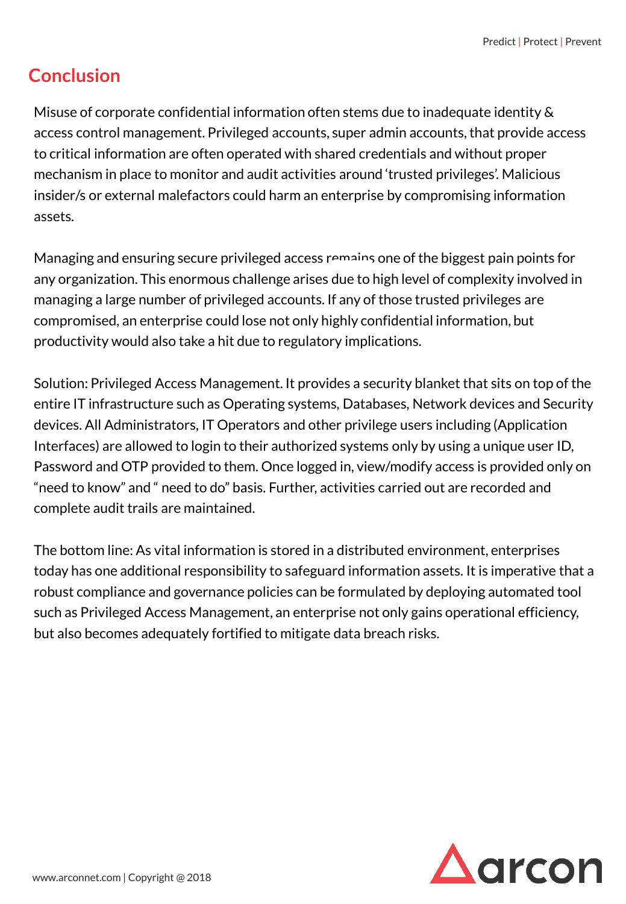## Conclusion

Misuse of corporate confidential information often stems due to inadequate identity & access control management. Privileged accounts, super admin accounts, that provide access to critical information are often operated with shared credentials and without proper mechanism in place to monitor and audit activities around 'trusted privileges'. Malicious insider/s or external malefactors could harm an enterprise by compromising information assets.

Managing and ensuring secure privileged access remains one of the biggest pain points for any organization. This enormous challenge arises due to high level of complexity involved in managing a large number of privileged accounts. If any of those trusted privileges are compromised, an enterprise could lose not only highly confidential information, but productivity would also take a hit due to regulatory implications.

Solution: Privileged Access Management. It provides a security blanket that sits on top of the entire IT infrastructure such as Operating systems, Databases, Network devices and Security devices. All Administrators, IT Operators and other privilege users including (Application Interfaces) are allowed to login to their authorized systems only by using a unique user ID, Password and OTP provided to them. Once logged in, view/modify access is provided only on "need to know" and " need to do" basis. Further, activities carried out are recorded and complete audit trails are maintained.

The bottom line: As vital information is stored in a distributed environment, enterprises today has one additional responsibility to safeguard information assets. It is imperative that a robust compliance and governance policies can be formulated by deploying automated tool such as Privileged Access Management, an enterprise not only gains operational efficiency, but also becomes adequately fortified to mitigate data breach risks.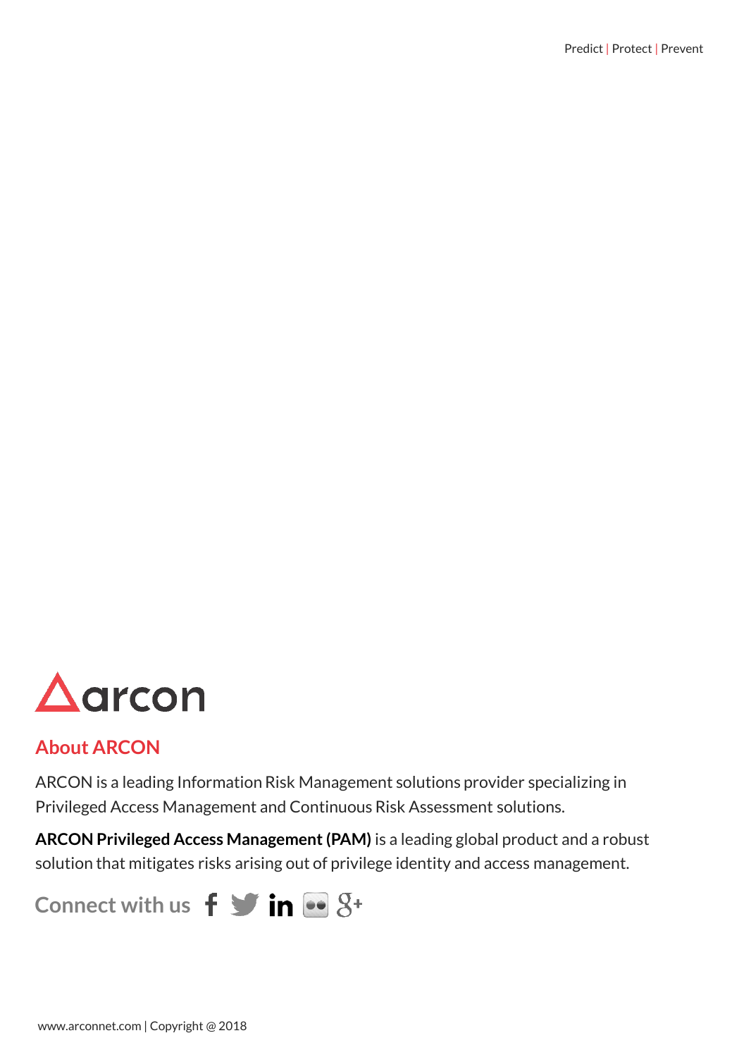Predict | Protect | Prevent

arcon

## About ARCON

ARCON is a leading Information Risk Management solutions provider specializing in Privileged Access Management and Continuous Risk Assessment solutions.

**ARCON Privileged Access Management (PAM)** is a leading global product and a robust solution that mitigates risks arising out of privilege identity and access management.

**Connect with us**

www.arconnet.com | Copyright @ 2018